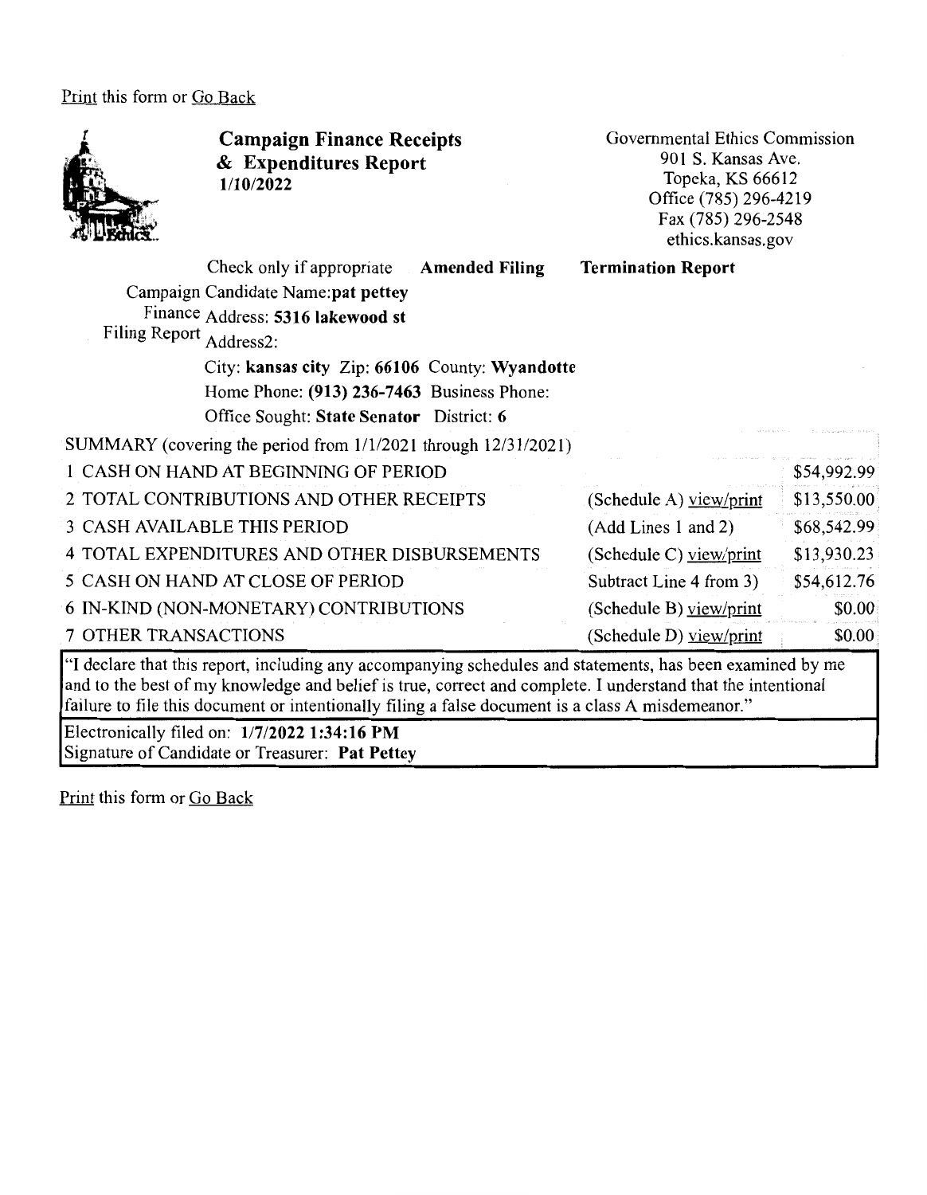Print this form or Go Back

# Campaign Finance Receipts & Expenditures Report

**1/10/2022**

Governmental Ethics Commission
901 S. Kansas Ave.
Topeka, KS 66612
Office (785) 296-4219
Fax (785) 296-2548
ethics.kansas.gov

Check only if appropriate **Amended Filing** **Termination Report**

Campaign Finance Filing Report

Candidate Name: **pat pettey**
Address: **5316 lakewood st**
Address2:
City: **kansas city** Zip: **66106** County: **Wyandotte**
Home Phone: **(913) 236-7463** Business Phone:
Office Sought: **State Senator** District: **6**

| SUMMARY (covering the period from 1/1/2021 through 12/31/2021) | | |
|---|---|---|
| 1 CASH ON HAND AT BEGINNING OF PERIOD | | $54,992.99 |
| 2 TOTAL CONTRIBUTIONS AND OTHER RECEIPTS | (Schedule A) view/print | $13,550.00 |
| 3 CASH AVAILABLE THIS PERIOD | (Add Lines 1 and 2) | $68,542.99 |
| 4 TOTAL EXPENDITURES AND OTHER DISBURSEMENTS | (Schedule C) view/print | $13,930.23 |
| 5 CASH ON HAND AT CLOSE OF PERIOD | Subtract Line 4 from 3) | $54,612.76 |
| 6 IN-KIND (NON-MONETARY) CONTRIBUTIONS | (Schedule B) view/print | $0.00 |
| 7 OTHER TRANSACTIONS | (Schedule D) view/print | $0.00 |

"I declare that this report, including any accompanying schedules and statements, has been examined by me and to the best of my knowledge and belief is true, correct and complete. I understand that the intentional failure to file this document or intentionally filing a false document is a class A misdemeanor."

Electronically filed on: **1/7/2022 1:34:16 PM**
Signature of Candidate or Treasurer: **Pat Pettey**

Print this form or Go Back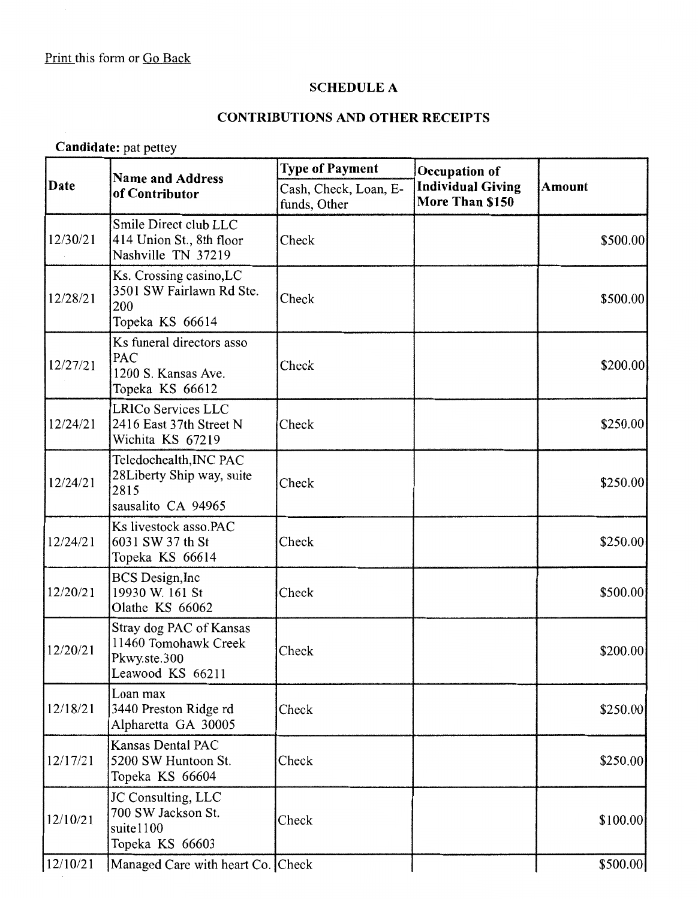Print this form or Go Back

## SCHEDULE A

## CONTRIBUTIONS AND OTHER RECEIPTS

**Candidate:** pat pettey

| Date | Name and Address of Contributor | Type of Payment<br>Cash, Check, Loan, E-funds, Other | Occupation of Individual Giving More Than $150 | Amount |
|---|---|---|---|---|
| 12/30/21 | Smile Direct club LLC<br>414 Union St., 8th floor<br>Nashville TN 37219 | Check | | $500.00 |
| 12/28/21 | Ks. Crossing casino,LC<br>3501 SW Fairlawn Rd Ste. 200<br>Topeka KS 66614 | Check | | $500.00 |
| 12/27/21 | Ks funeral directors asso PAC<br>1200 S. Kansas Ave.<br>Topeka KS 66612 | Check | | $200.00 |
| 12/24/21 | LRICo Services LLC<br>2416 East 37th Street N<br>Wichita KS 67219 | Check | | $250.00 |
| 12/24/21 | Teledochealth,INC PAC<br>28Liberty Ship way, suite 2815<br>sausalito CA 94965 | Check | | $250.00 |
| 12/24/21 | Ks livestock asso.PAC<br>6031 SW 37 th St<br>Topeka KS 66614 | Check | | $250.00 |
| 12/20/21 | BCS Design,Inc<br>19930 W. 161 St<br>Olathe KS 66062 | Check | | $500.00 |
| 12/20/21 | Stray dog PAC of Kansas<br>11460 Tomohawk Creek Pkwy.ste.300<br>Leawood KS 66211 | Check | | $200.00 |
| 12/18/21 | Loan max<br>3440 Preston Ridge rd<br>Alpharetta GA 30005 | Check | | $250.00 |
| 12/17/21 | Kansas Dental PAC<br>5200 SW Huntoon St.<br>Topeka KS 66604 | Check | | $250.00 |
| 12/10/21 | JC Consulting, LLC<br>700 SW Jackson St. suite1100<br>Topeka KS 66603 | Check | | $100.00 |
| 12/10/21 | Managed Care with heart Co. | Check | | $500.00 |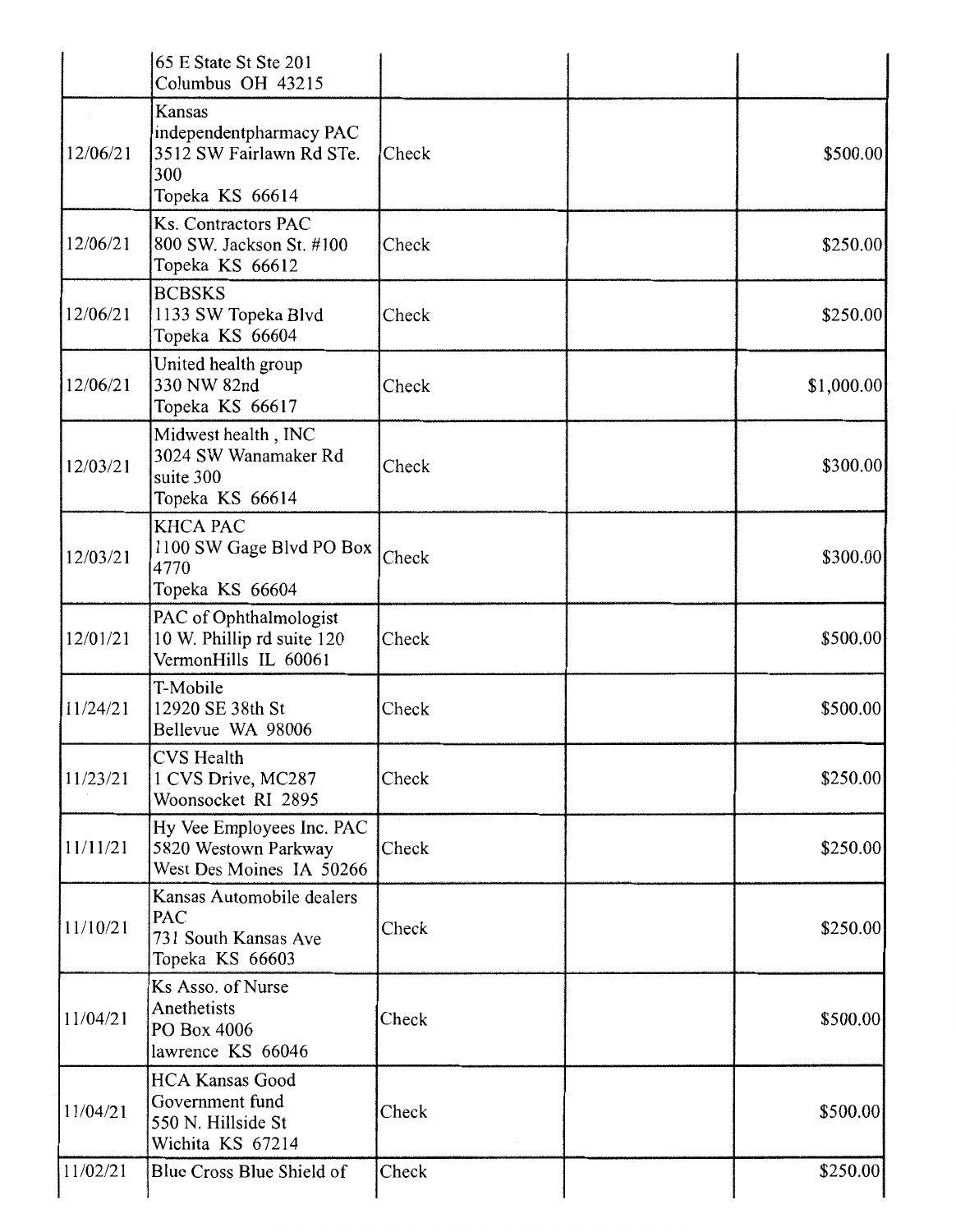| | | | | |
|---|---|---|---|---|
| | 65 E State St Ste 201<br>Columbus OH 43215 | | | |
| 12/06/21 | Kansas independentpharmacy PAC<br>3512 SW Fairlawn Rd STe. 300<br>Topeka KS 66614 | Check | | $500.00 |
| 12/06/21 | Ks. Contractors PAC<br>800 SW. Jackson St. #100<br>Topeka KS 66612 | Check | | $250.00 |
| 12/06/21 | BCBSKS<br>1133 SW Topeka Blvd<br>Topeka KS 66604 | Check | | $250.00 |
| 12/06/21 | United health group<br>330 NW 82nd<br>Topeka KS 66617 | Check | | $1,000.00 |
| 12/03/21 | Midwest health , INC<br>3024 SW Wanamaker Rd suite 300<br>Topeka KS 66614 | Check | | $300.00 |
| 12/03/21 | KHCA PAC<br>1100 SW Gage Blvd PO Box 4770<br>Topeka KS 66604 | Check | | $300.00 |
| 12/01/21 | PAC of Ophthalmologist<br>10 W. Phillip rd suite 120<br>VernonHills IL 60061 | Check | | $500.00 |
| 11/24/21 | T-Mobile<br>12920 SE 38th St<br>Bellevue WA 98006 | Check | | $500.00 |
| 11/23/21 | CVS Health<br>1 CVS Drive, MC287<br>Woonsocket RI 2895 | Check | | $250.00 |
| 11/11/21 | Hy Vee Employees Inc. PAC<br>5820 Westown Parkway<br>West Des Moines IA 50266 | Check | | $250.00 |
| 11/10/21 | Kansas Automobile dealers PAC<br>731 South Kansas Ave<br>Topeka KS 66603 | Check | | $250.00 |
| 11/04/21 | Ks Asso. of Nurse Anethetists<br>PO Box 4006<br>lawrence KS 66046 | Check | | $500.00 |
| 11/04/21 | HCA Kansas Good Government fund<br>550 N. Hillside St<br>Wichita KS 67214 | Check | | $500.00 |
| 11/02/21 | Blue Cross Blue Shield of | Check | | $250.00 |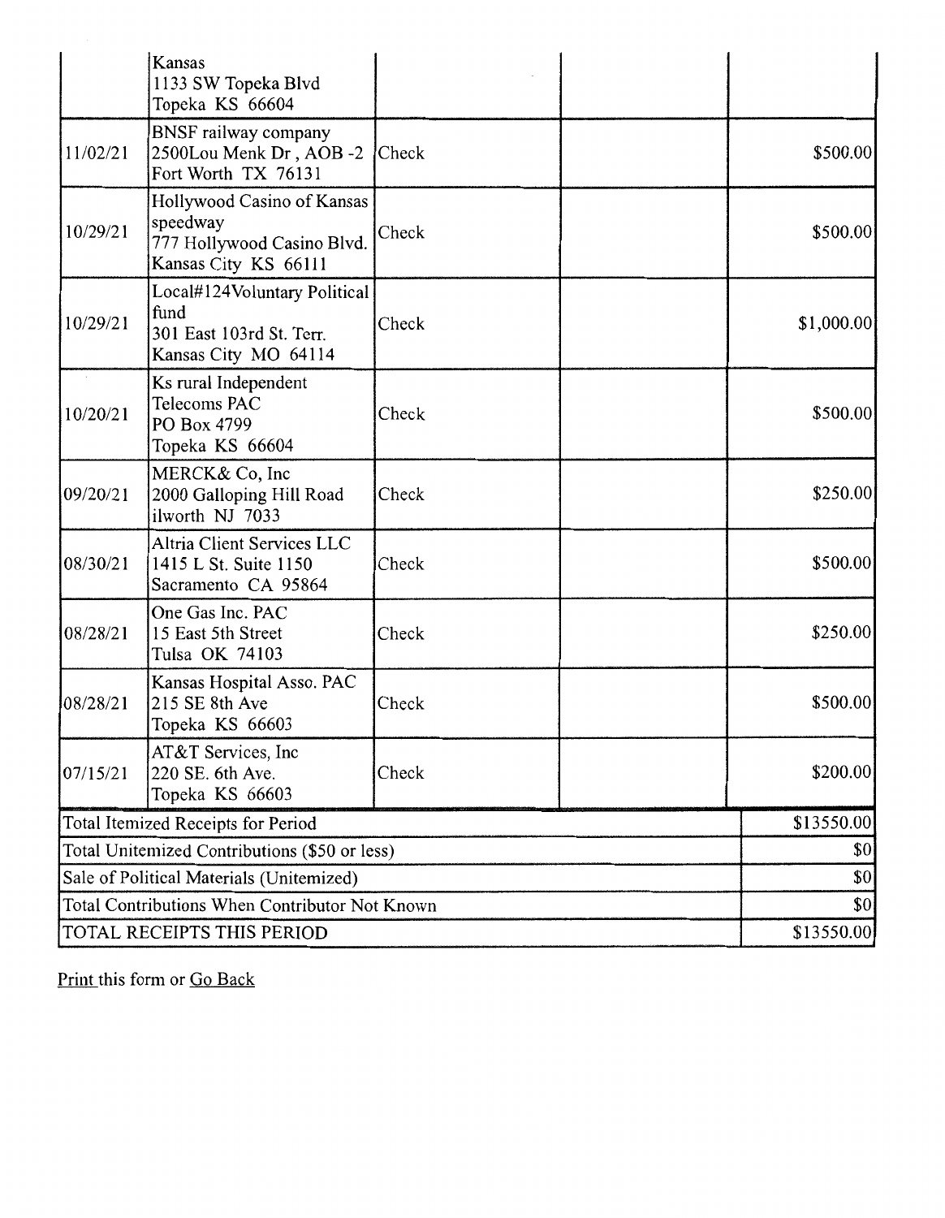|  |  |  |  |  |
|---|---|---|---|---|
|  | Kansas<br>1133 SW Topeka Blvd<br>Topeka KS 66604 |  |  |  |
| 11/02/21 | BNSF railway company<br>2500Lou Menk Dr , AOB -2<br>Fort Worth TX 76131 | Check |  | $500.00 |
| 10/29/21 | Hollywood Casino of Kansas speedway<br>777 Hollywood Casino Blvd.<br>Kansas City KS 66111 | Check |  | $500.00 |
| 10/29/21 | Local#124Voluntary Political fund<br>301 East 103rd St. Terr.<br>Kansas City MO 64114 | Check |  | $1,000.00 |
| 10/20/21 | Ks rural Independent Telecoms PAC<br>PO Box 4799<br>Topeka KS 66604 | Check |  | $500.00 |
| 09/20/21 | MERCK& Co, Inc<br>2000 Galloping Hill Road<br>ilworth NJ 7033 | Check |  | $250.00 |
| 08/30/21 | Altria Client Services LLC<br>1415 L St. Suite 1150<br>Sacramento CA 95864 | Check |  | $500.00 |
| 08/28/21 | One Gas Inc. PAC<br>15 East 5th Street<br>Tulsa OK 74103 | Check |  | $250.00 |
| 08/28/21 | Kansas Hospital Asso. PAC<br>215 SE 8th Ave<br>Topeka KS 66603 | Check |  | $500.00 |
| 07/15/21 | AT&T Services, Inc<br>220 SE. 6th Ave.<br>Topeka KS 66603 | Check |  | $200.00 |
| Total Itemized Receipts for Period |  |  |  | $13550.00 |
| Total Unitemized Contributions ($50 or less) |  |  |  | $0 |
| Sale of Political Materials (Unitemized) |  |  |  | $0 |
| Total Contributions When Contributor Not Known |  |  |  | $0 |
| TOTAL RECEIPTS THIS PERIOD |  |  |  | $13550.00 |

Print this form or Go Back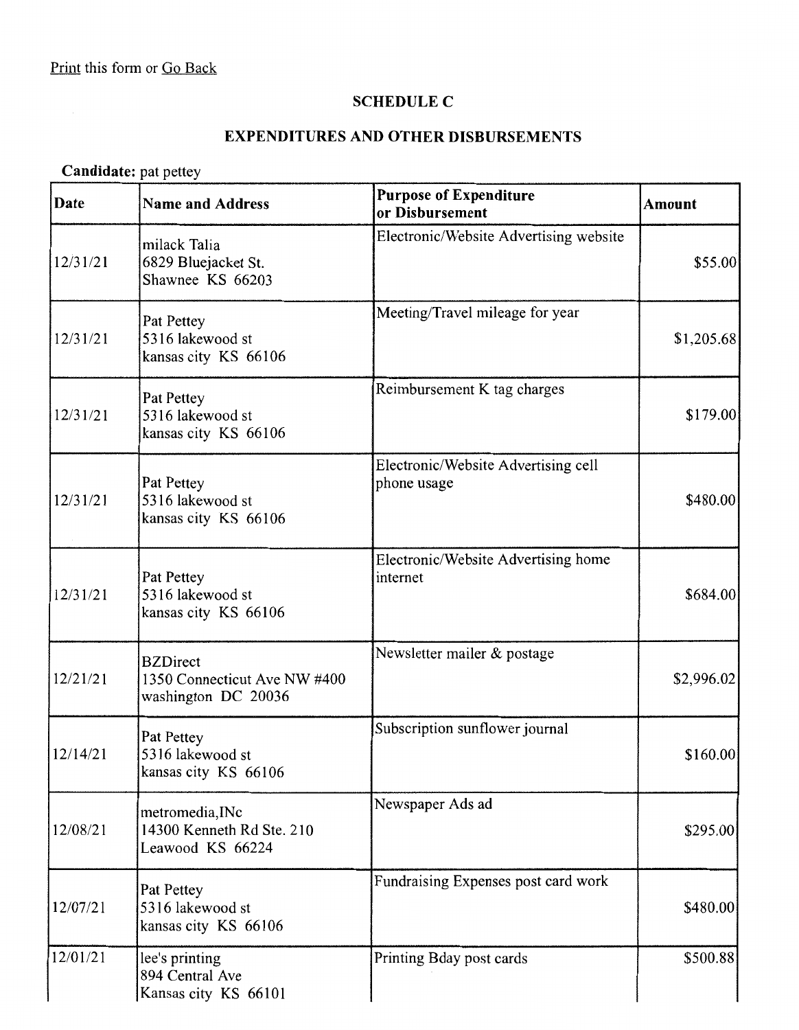Print this form or Go Back

## SCHEDULE C

## EXPENDITURES AND OTHER DISBURSEMENTS

**Candidate:** pat pettey

| Date | Name and Address | Purpose of Expenditure or Disbursement | Amount |
|---|---|---|---|
| 12/31/21 | milack Talia<br>6829 Bluejacket St.<br>Shawnee KS 66203 | Electronic/Website Advertising website | $55.00 |
| 12/31/21 | Pat Pettey<br>5316 lakewood st<br>kansas city KS 66106 | Meeting/Travel mileage for year | $1,205.68 |
| 12/31/21 | Pat Pettey<br>5316 lakewood st<br>kansas city KS 66106 | Reimbursement K tag charges | $179.00 |
| 12/31/21 | Pat Pettey<br>5316 lakewood st<br>kansas city KS 66106 | Electronic/Website Advertising cell phone usage | $480.00 |
| 12/31/21 | Pat Pettey<br>5316 lakewood st<br>kansas city KS 66106 | Electronic/Website Advertising home internet | $684.00 |
| 12/21/21 | BZDirect<br>1350 Connecticut Ave NW #400<br>washington DC 20036 | Newsletter mailer & postage | $2,996.02 |
| 12/14/21 | Pat Pettey<br>5316 lakewood st<br>kansas city KS 66106 | Subscription sunflower journal | $160.00 |
| 12/08/21 | metromedia,INc<br>14300 Kenneth Rd Ste. 210<br>Leawood KS 66224 | Newspaper Ads ad | $295.00 |
| 12/07/21 | Pat Pettey<br>5316 lakewood st<br>kansas city KS 66106 | Fundraising Expenses post card work | $480.00 |
| 12/01/21 | lee's printing<br>894 Central Ave<br>Kansas city KS 66101 | Printing Bday post cards | $500.88 |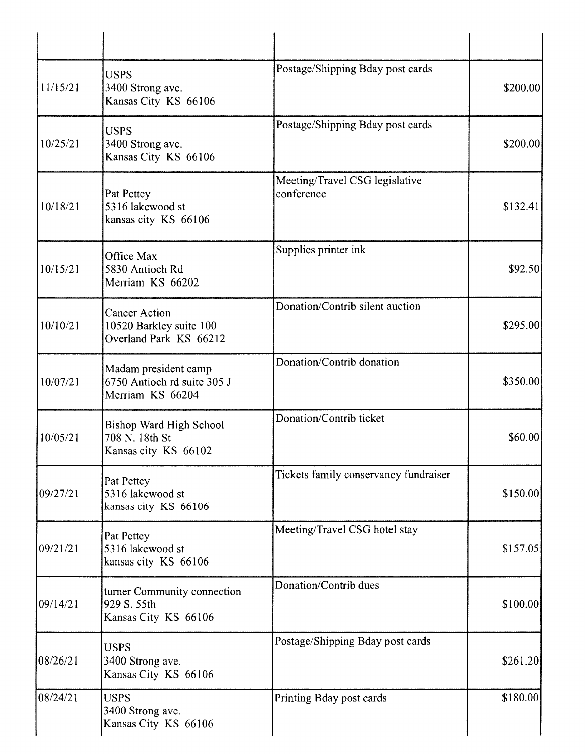| | | | |
|---|---|---|---|
| 11/15/21 | USPS<br>3400 Strong ave.<br>Kansas City KS 66106 | Postage/Shipping Bday post cards | $200.00 |
| 10/25/21 | USPS<br>3400 Strong ave.<br>Kansas City KS 66106 | Postage/Shipping Bday post cards | $200.00 |
| 10/18/21 | Pat Pettey<br>5316 lakewood st<br>kansas city KS 66106 | Meeting/Travel CSG legislative conference | $132.41 |
| 10/15/21 | Office Max<br>5830 Antioch Rd<br>Merriam KS 66202 | Supplies printer ink | $92.50 |
| 10/10/21 | Cancer Action<br>10520 Barkley suite 100<br>Overland Park KS 66212 | Donation/Contrib silent auction | $295.00 |
| 10/07/21 | Madam president camp<br>6750 Antioch rd suite 305 J<br>Merriam KS 66204 | Donation/Contrib donation | $350.00 |
| 10/05/21 | Bishop Ward High School<br>708 N. 18th St<br>Kansas city KS 66102 | Donation/Contrib ticket | $60.00 |
| 09/27/21 | Pat Pettey<br>5316 lakewood st<br>kansas city KS 66106 | Tickets family conservancy fundraiser | $150.00 |
| 09/21/21 | Pat Pettey<br>5316 lakewood st<br>kansas city KS 66106 | Meeting/Travel CSG hotel stay | $157.05 |
| 09/14/21 | turner Community connection<br>929 S. 55th<br>Kansas City KS 66106 | Donation/Contrib dues | $100.00 |
| 08/26/21 | USPS<br>3400 Strong ave.<br>Kansas City KS 66106 | Postage/Shipping Bday post cards | $261.20 |
| 08/24/21 | USPS<br>3400 Strong ave.<br>Kansas City KS 66106 | Printing Bday post cards | $180.00 |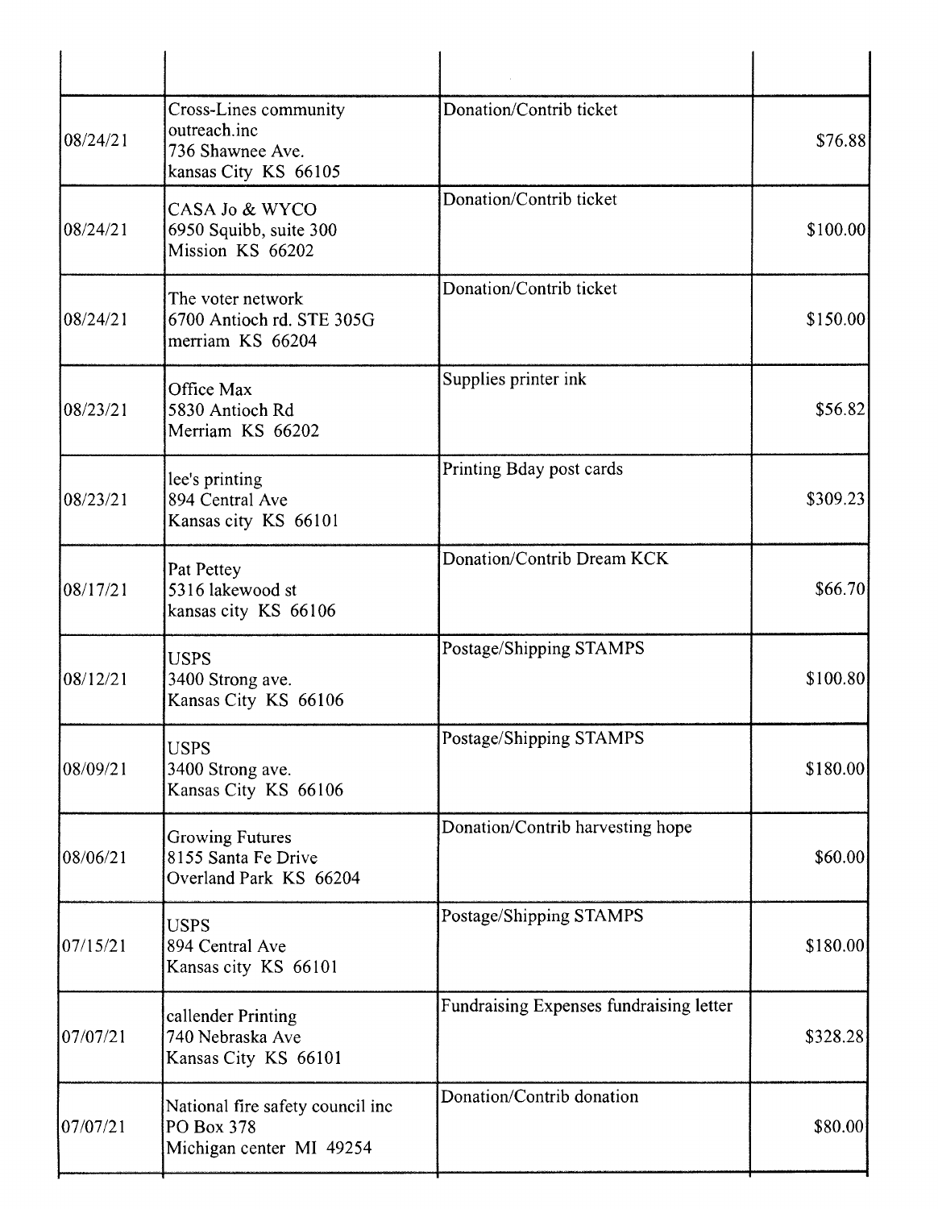| | | | |
|---|---|---|---|
| 08/24/21 | Cross-Lines community outreach.inc<br>736 Shawnee Ave.<br>kansas City KS 66105 | Donation/Contrib ticket | $76.88 |
| 08/24/21 | CASA Jo & WYCO<br>6950 Squibb, suite 300<br>Mission KS 66202 | Donation/Contrib ticket | $100.00 |
| 08/24/21 | The voter network<br>6700 Antioch rd. STE 305G<br>merriam KS 66204 | Donation/Contrib ticket | $150.00 |
| 08/23/21 | Office Max<br>5830 Antioch Rd<br>Merriam KS 66202 | Supplies printer ink | $56.82 |
| 08/23/21 | lee's printing<br>894 Central Ave<br>Kansas city KS 66101 | Printing Bday post cards | $309.23 |
| 08/17/21 | Pat Pettey<br>5316 lakewood st<br>kansas city KS 66106 | Donation/Contrib Dream KCK | $66.70 |
| 08/12/21 | USPS<br>3400 Strong ave.<br>Kansas City KS 66106 | Postage/Shipping STAMPS | $100.80 |
| 08/09/21 | USPS<br>3400 Strong ave.<br>Kansas City KS 66106 | Postage/Shipping STAMPS | $180.00 |
| 08/06/21 | Growing Futures<br>8155 Santa Fe Drive<br>Overland Park KS 66204 | Donation/Contrib harvesting hope | $60.00 |
| 07/15/21 | USPS<br>894 Central Ave<br>Kansas city KS 66101 | Postage/Shipping STAMPS | $180.00 |
| 07/07/21 | callender Printing<br>740 Nebraska Ave<br>Kansas City KS 66101 | Fundraising Expenses fundraising letter | $328.28 |
| 07/07/21 | National fire safety council inc<br>PO Box 378<br>Michigan center MI 49254 | Donation/Contrib donation | $80.00 |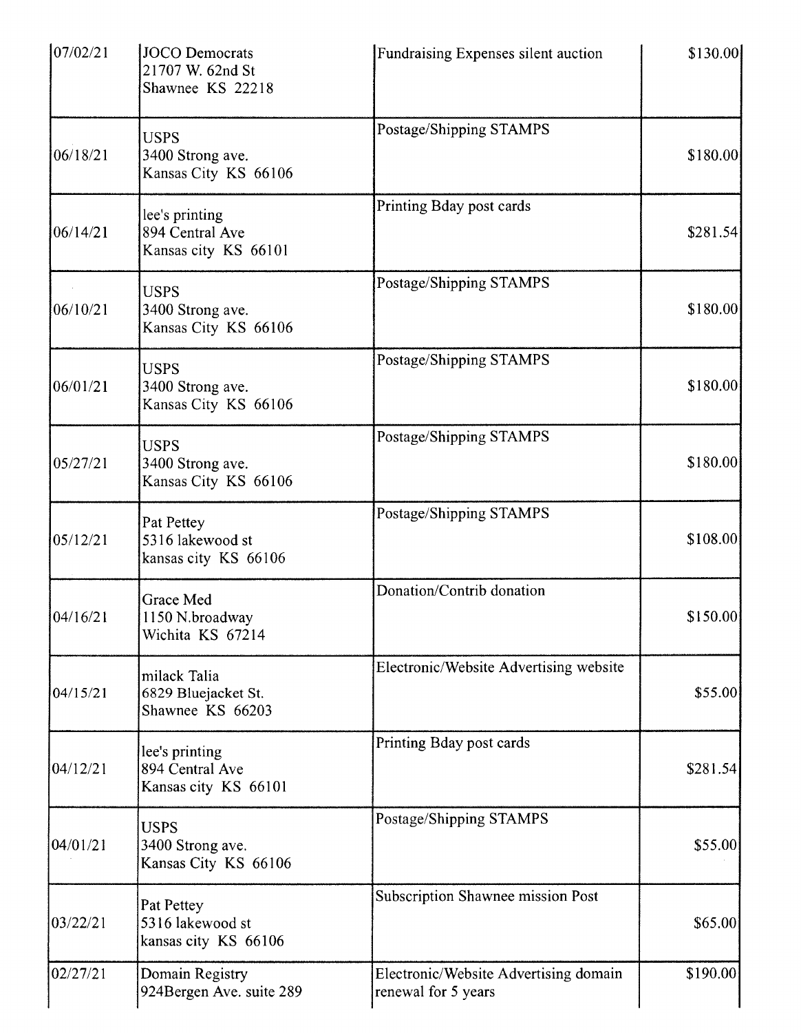| | | | |
|---|---|---|---|
| 07/02/21 | JOCO Democrats<br>21707 W. 62nd St<br>Shawnee KS 22218 | Fundraising Expenses silent auction | $130.00 |
| 06/18/21 | USPS<br>3400 Strong ave.<br>Kansas City KS 66106 | Postage/Shipping STAMPS | $180.00 |
| 06/14/21 | lee's printing<br>894 Central Ave<br>Kansas city KS 66101 | Printing Bday post cards | $281.54 |
| 06/10/21 | USPS<br>3400 Strong ave.<br>Kansas City KS 66106 | Postage/Shipping STAMPS | $180.00 |
| 06/01/21 | USPS<br>3400 Strong ave.<br>Kansas City KS 66106 | Postage/Shipping STAMPS | $180.00 |
| 05/27/21 | USPS<br>3400 Strong ave.<br>Kansas City KS 66106 | Postage/Shipping STAMPS | $180.00 |
| 05/12/21 | Pat Pettey<br>5316 lakewood st<br>kansas city KS 66106 | Postage/Shipping STAMPS | $108.00 |
| 04/16/21 | Grace Med<br>1150 N.broadway<br>Wichita KS 67214 | Donation/Contrib donation | $150.00 |
| 04/15/21 | milack Talia<br>6829 Bluejacket St.<br>Shawnee KS 66203 | Electronic/Website Advertising website | $55.00 |
| 04/12/21 | lee's printing<br>894 Central Ave<br>Kansas city KS 66101 | Printing Bday post cards | $281.54 |
| 04/01/21 | USPS<br>3400 Strong ave.<br>Kansas City KS 66106 | Postage/Shipping STAMPS | $55.00 |
| 03/22/21 | Pat Pettey<br>5316 lakewood st<br>kansas city KS 66106 | Subscription Shawnee mission Post | $65.00 |
| 02/27/21 | Domain Registry<br>924Bergen Ave. suite 289 | Electronic/Website Advertising domain renewal for 5 years | $190.00 |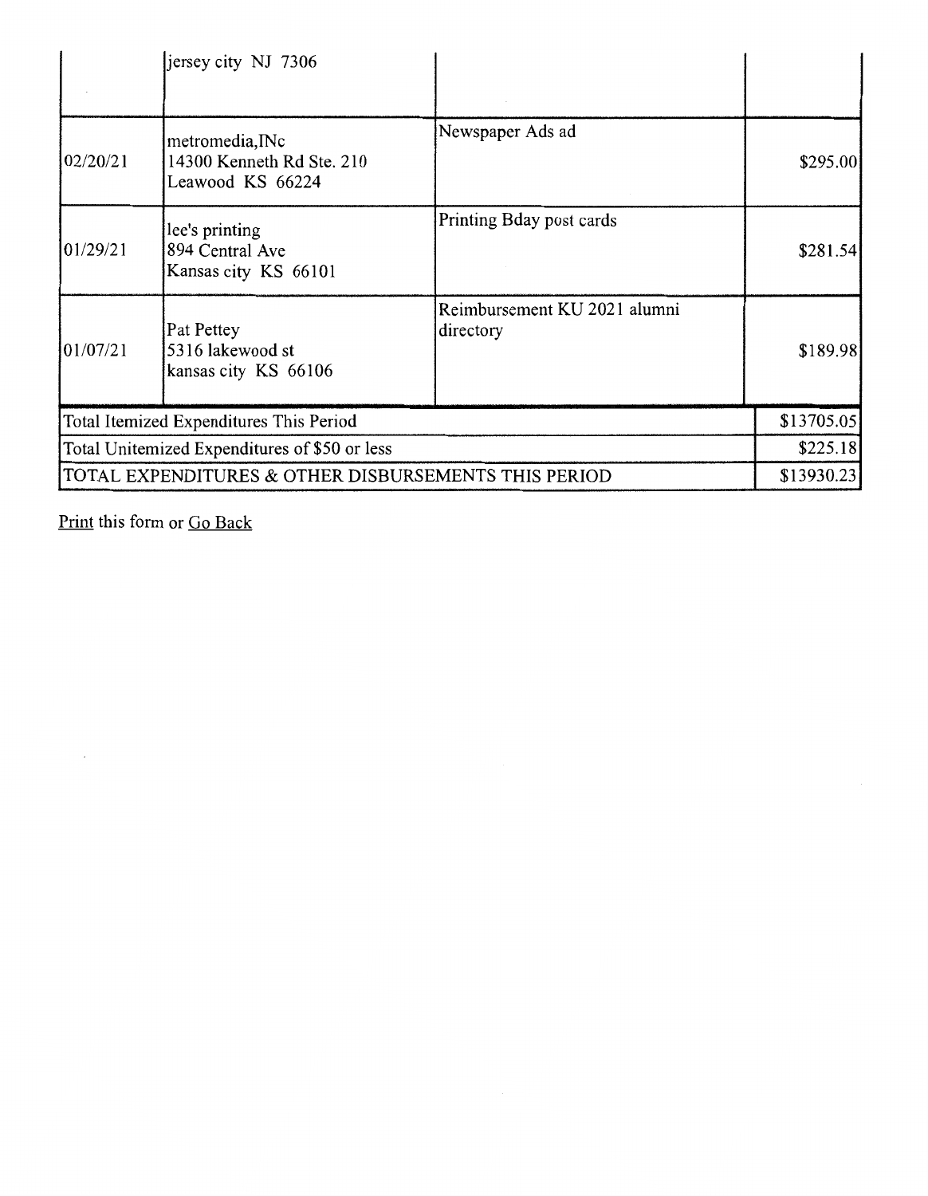| | | | |
|---|---|---|---|
| | jersey city NJ 7306 | | |
| 02/20/21 | metromedia,INc<br>14300 Kenneth Rd Ste. 210<br>Leawood KS 66224 | Newspaper Ads ad | $295.00 |
| 01/29/21 | lee's printing<br>894 Central Ave<br>Kansas city KS 66101 | Printing Bday post cards | $281.54 |
| 01/07/21 | Pat Pettey<br>5316 lakewood st<br>kansas city KS 66106 | Reimbursement KU 2021 alumni directory | $189.98 |
| Total Itemized Expenditures This Period | | | $13705.05 |
| Total Unitemized Expenditures of $50 or less | | | $225.18 |
| TOTAL EXPENDITURES & OTHER DISBURSEMENTS THIS PERIOD | | | $13930.23 |

Print this form or Go Back